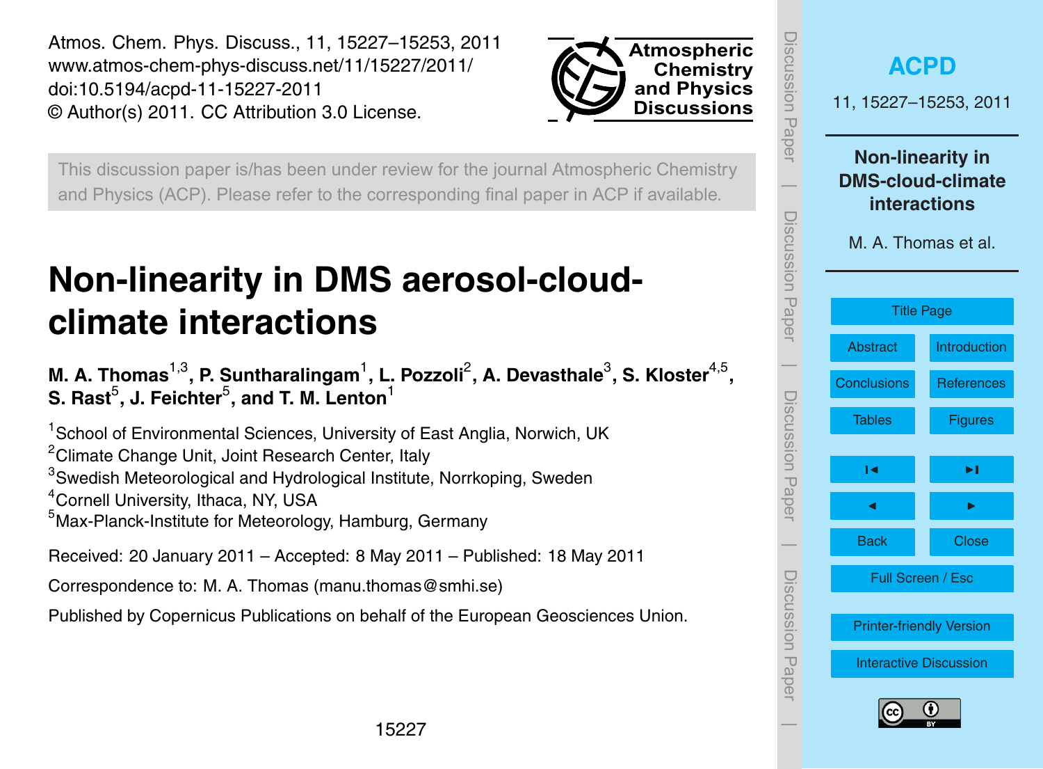Atmos. Chem. Phys. Discuss., 11, 15227–15253, 2011
www.atmos-chem-phys-discuss.net/11/15227/2011/
doi:10.5194/acpd-11-15227-2011
© Author(s) 2011. CC Attribution 3.0 License.

This discussion paper is/has been under review for the journal Atmospheric Chemistry and Physics (ACP). Please refer to the corresponding final paper in ACP if available.

# Non-linearity in DMS aerosol-cloud-climate interactions

**M. A. Thomas[1,3], P. Suntharalingam[1], L. Pozzoli[2], A. Devasthale[3], S. Kloster[4,5], S. Rast[5], J. Feichter[5], and T. M. Lenton[1]**

[1]School of Environmental Sciences, University of East Anglia, Norwich, UK
[2]Climate Change Unit, Joint Research Center, Italy
[3]Swedish Meteorological and Hydrological Institute, Norrkoping, Sweden
[4]Cornell University, Ithaca, NY, USA
[5]Max-Planck-Institute for Meteorology, Hamburg, Germany

Received: 20 January 2011 – Accepted: 8 May 2011 – Published: 18 May 2011

Correspondence to: M. A. Thomas (manu.thomas@smhi.se)

Published by Copernicus Publications on behalf of the European Geosciences Union.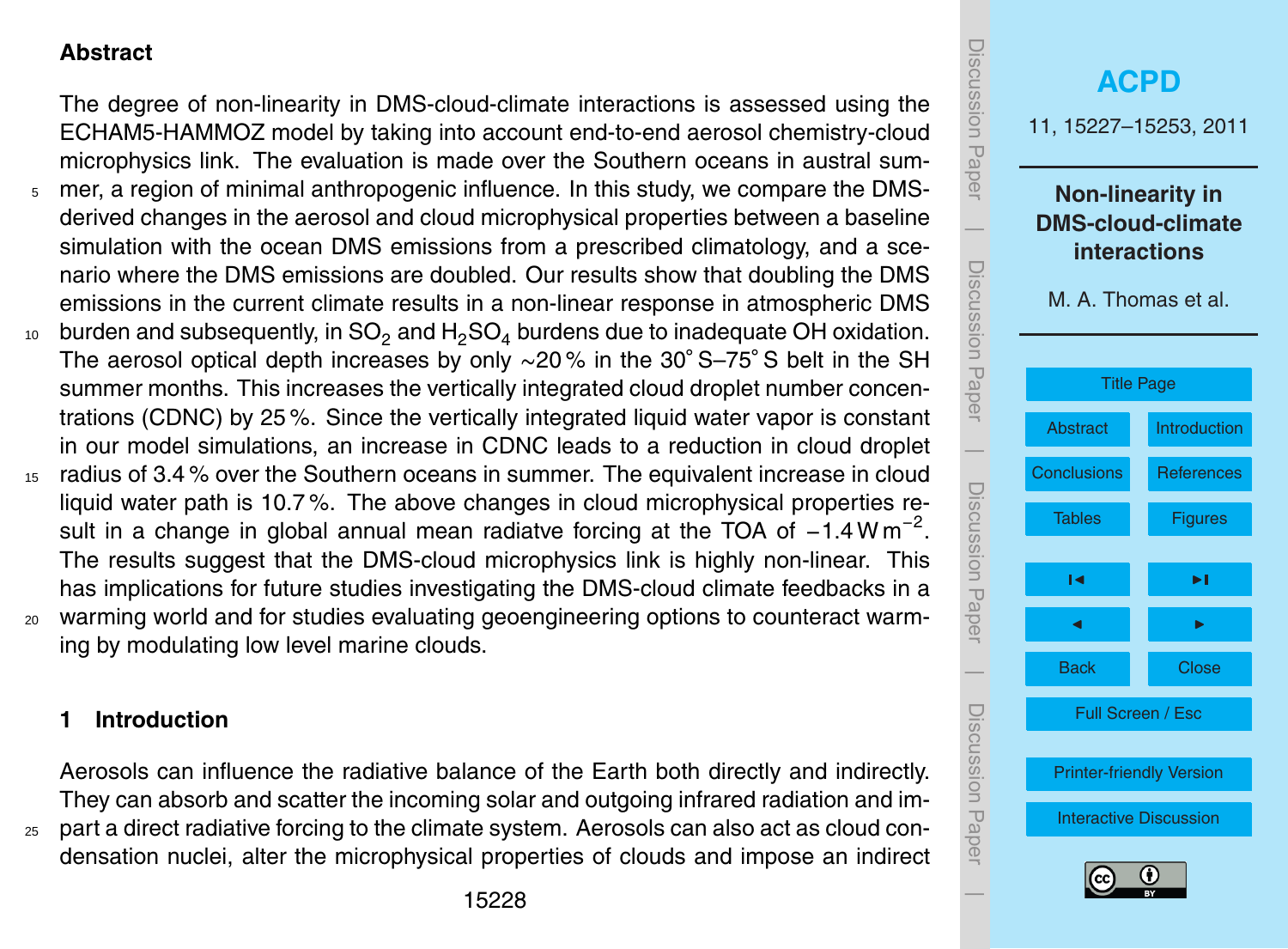## Abstract

The degree of non-linearity in DMS-cloud-climate interactions is assessed using the ECHAM5-HAMMOZ model by taking into account end-to-end aerosol chemistry-cloud microphysics link. The evaluation is made over the Southern oceans in austral summer, a region of minimal anthropogenic influence. In this study, we compare the DMS-derived changes in the aerosol and cloud microphysical properties between a baseline simulation with the ocean DMS emissions from a prescribed climatology, and a scenario where the DMS emissions are doubled. Our results show that doubling the DMS emissions in the current climate results in a non-linear response in atmospheric DMS burden and subsequently, in $SO_2$ and $H_2SO_4$ burdens due to inadequate OH oxidation. The aerosol optical depth increases by only ∼20 % in the 30° S–75° S belt in the SH summer months. This increases the vertically integrated cloud droplet number concentrations (CDNC) by 25 %. Since the vertically integrated liquid water vapor is constant in our model simulations, an increase in CDNC leads to a reduction in cloud droplet radius of 3.4 % over the Southern oceans in summer. The equivalent increase in cloud liquid water path is 10.7 %. The above changes in cloud microphysical properties result in a change in global annual mean radiatve forcing at the TOA of $-1.4\,\mathrm{W\,m^{-2}}$. The results suggest that the DMS-cloud microphysics link is highly non-linear. This has implications for future studies investigating the DMS-cloud climate feedbacks in a warming world and for studies evaluating geoengineering options to counteract warming by modulating low level marine clouds.

## 1 Introduction

Aerosols can influence the radiative balance of the Earth both directly and indirectly. They can absorb and scatter the incoming solar and outgoing infrared radiation and impart a direct radiative forcing to the climate system. Aerosols can also act as cloud condensation nuclei, alter the microphysical properties of clouds and impose an indirect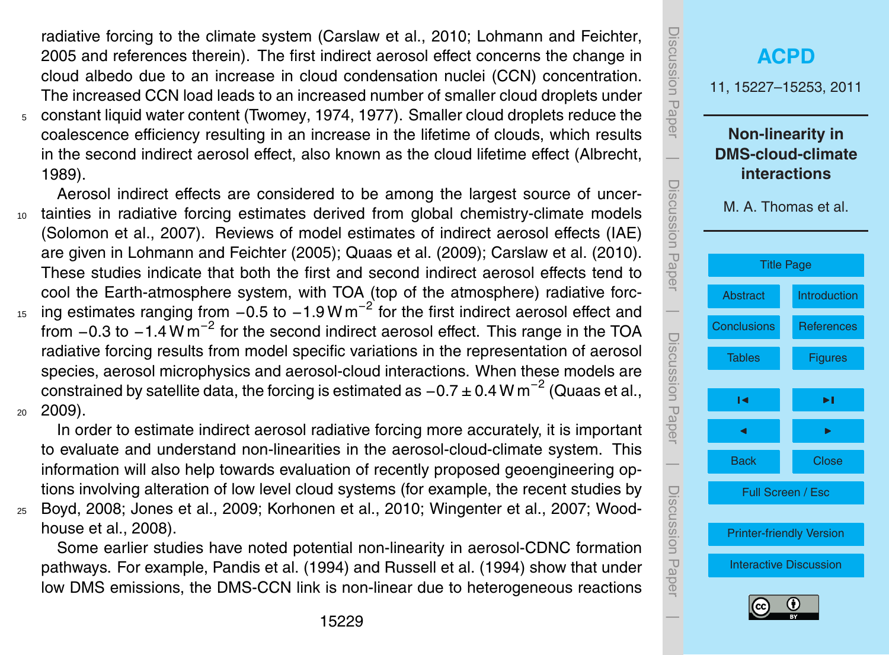radiative forcing to the climate system (Carslaw et al., 2010; Lohmann and Feichter, 2005 and references therein). The first indirect aerosol effect concerns the change in cloud albedo due to an increase in cloud condensation nuclei (CCN) concentration. The increased CCN load leads to an increased number of smaller cloud droplets under constant liquid water content (Twomey, 1974, 1977). Smaller cloud droplets reduce the coalescence efficiency resulting in an increase in the lifetime of clouds, which results in the second indirect aerosol effect, also known as the cloud lifetime effect (Albrecht, 1989).

Aerosol indirect effects are considered to be among the largest source of uncertainties in radiative forcing estimates derived from global chemistry-climate models (Solomon et al., 2007). Reviews of model estimates of indirect aerosol effects (IAE) are given in Lohmann and Feichter (2005); Quaas et al. (2009); Carslaw et al. (2010). These studies indicate that both the first and second indirect aerosol effects tend to cool the Earth-atmosphere system, with TOA (top of the atmosphere) radiative forcing estimates ranging from $-0.5$ to $-1.9\,\mathrm{W\,m^{-2}}$ for the first indirect aerosol effect and from $-0.3$ to $-1.4\,\mathrm{W\,m^{-2}}$ for the second indirect aerosol effect. This range in the TOA radiative forcing results from model specific variations in the representation of aerosol species, aerosol microphysics and aerosol-cloud interactions. When these models are constrained by satellite data, the forcing is estimated as $-0.7 \pm 0.4\,\mathrm{W\,m^{-2}}$ (Quaas et al., 2009).

In order to estimate indirect aerosol radiative forcing more accurately, it is important to evaluate and understand non-linearities in the aerosol-cloud-climate system. This information will also help towards evaluation of recently proposed geoengineering options involving alteration of low level cloud systems (for example, the recent studies by Boyd, 2008; Jones et al., 2009; Korhonen et al., 2010; Wingenter et al., 2007; Woodhouse et al., 2008).

Some earlier studies have noted potential non-linearity in aerosol-CDNC formation pathways. For example, Pandis et al. (1994) and Russell et al. (1994) show that under low DMS emissions, the DMS-CCN link is non-linear due to heterogeneous reactions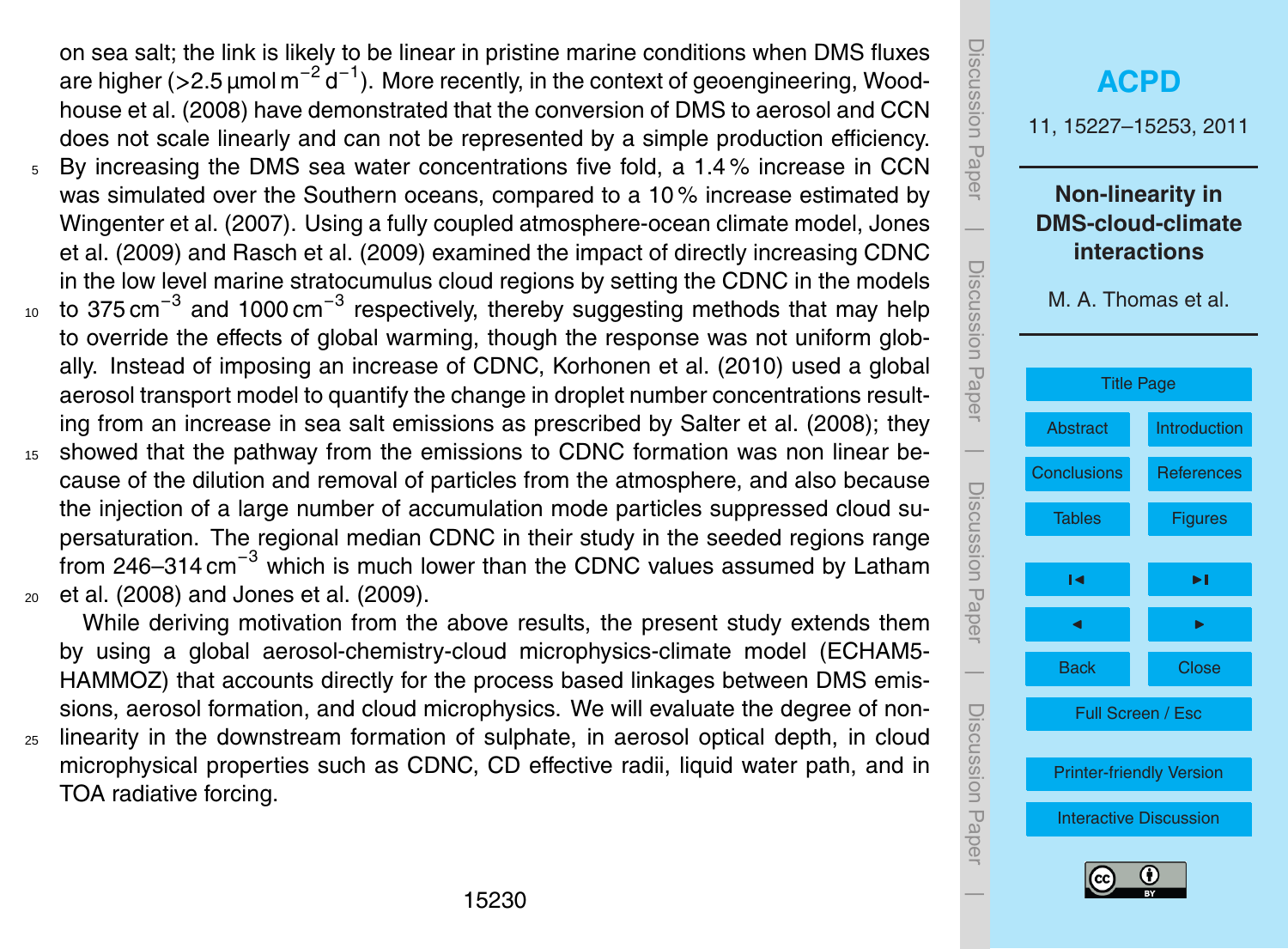on sea salt; the link is likely to be linear in pristine marine conditions when DMS fluxes are higher (>2.5 µmol $m^{-2}$ $d^{-1}$). More recently, in the context of geoengineering, Woodhouse et al. (2008) have demonstrated that the conversion of DMS to aerosol and CCN does not scale linearly and can not be represented by a simple production efficiency. By increasing the DMS sea water concentrations five fold, a 1.4 % increase in CCN was simulated over the Southern oceans, compared to a 10 % increase estimated by Wingenter et al. (2007). Using a fully coupled atmosphere-ocean climate model, Jones et al. (2009) and Rasch et al. (2009) examined the impact of directly increasing CDNC in the low level marine stratocumulus cloud regions by setting the CDNC in the models to 375 $cm^{-3}$ and 1000 $cm^{-3}$ respectively, thereby suggesting methods that may help to override the effects of global warming, though the response was not uniform globally. Instead of imposing an increase of CDNC, Korhonen et al. (2010) used a global aerosol transport model to quantify the change in droplet number concentrations resulting from an increase in sea salt emissions as prescribed by Salter et al. (2008); they showed that the pathway from the emissions to CDNC formation was non linear because of the dilution and removal of particles from the atmosphere, and also because the injection of a large number of accumulation mode particles suppressed cloud supersaturation. The regional median CDNC in their study in the seeded regions range from 246–314 $cm^{-3}$ which is much lower than the CDNC values assumed by Latham et al. (2008) and Jones et al. (2009).

While deriving motivation from the above results, the present study extends them by using a global aerosol-chemistry-cloud microphysics-climate model (ECHAM5-HAMMOZ) that accounts directly for the process based linkages between DMS emissions, aerosol formation, and cloud microphysics. We will evaluate the degree of non-linearity in the downstream formation of sulphate, in aerosol optical depth, in cloud microphysical properties such as CDNC, CD effective radii, liquid water path, and in TOA radiative forcing.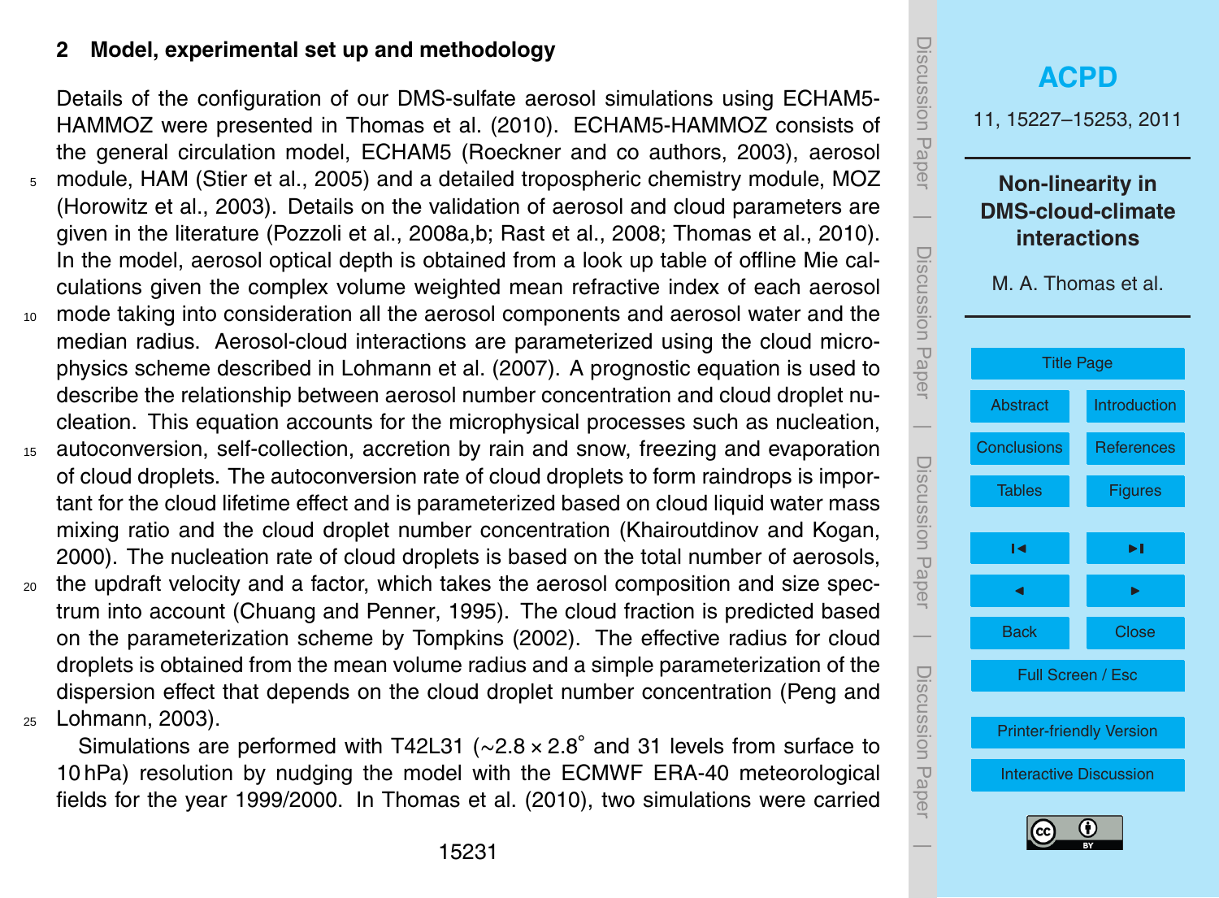## 2 Model, experimental set up and methodology

Details of the configuration of our DMS-sulfate aerosol simulations using ECHAM5-HAMMOZ were presented in Thomas et al. (2010). ECHAM5-HAMMOZ consists of the general circulation model, ECHAM5 (Roeckner and co authors, 2003), aerosol module, HAM (Stier et al., 2005) and a detailed tropospheric chemistry module, MOZ (Horowitz et al., 2003). Details on the validation of aerosol and cloud parameters are given in the literature (Pozzoli et al., 2008a,b; Rast et al., 2008; Thomas et al., 2010). In the model, aerosol optical depth is obtained from a look up table of offline Mie calculations given the complex volume weighted mean refractive index of each aerosol mode taking into consideration all the aerosol components and aerosol water and the median radius. Aerosol-cloud interactions are parameterized using the cloud microphysics scheme described in Lohmann et al. (2007). A prognostic equation is used to describe the relationship between aerosol number concentration and cloud droplet nucleation. This equation accounts for the microphysical processes such as nucleation, autoconversion, self-collection, accretion by rain and snow, freezing and evaporation of cloud droplets. The autoconversion rate of cloud droplets to form raindrops is important for the cloud lifetime effect and is parameterized based on cloud liquid water mass mixing ratio and the cloud droplet number concentration (Khairoutdinov and Kogan, 2000). The nucleation rate of cloud droplets is based on the total number of aerosols, the updraft velocity and a factor, which takes the aerosol composition and size spectrum into account (Chuang and Penner, 1995). The cloud fraction is predicted based on the parameterization scheme by Tompkins (2002). The effective radius for cloud droplets is obtained from the mean volume radius and a simple parameterization of the dispersion effect that depends on the cloud droplet number concentration (Peng and Lohmann, 2003).

Simulations are performed with T42L31 ($\sim 2.8 \times 2.8^{\circ}$ and 31 levels from surface to 10 hPa) resolution by nudging the model with the ECMWF ERA-40 meteorological fields for the year 1999/2000. In Thomas et al. (2010), two simulations were carried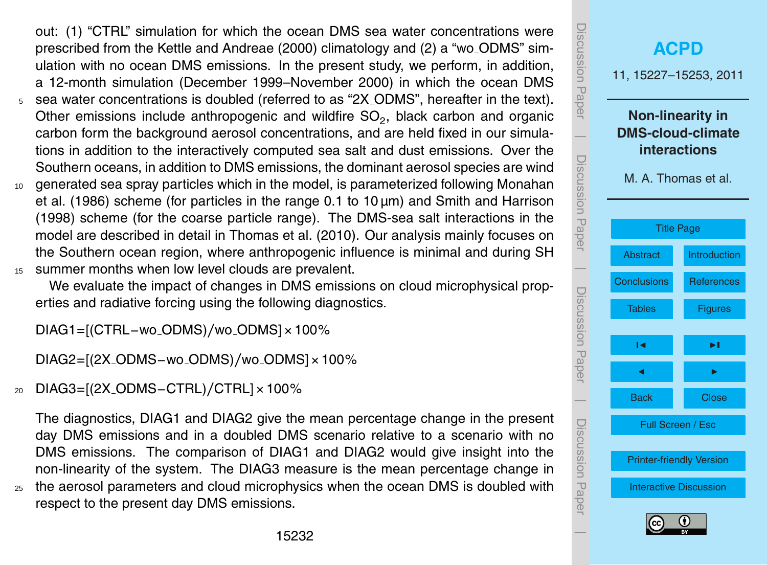out: (1) "CTRL" simulation for which the ocean DMS sea water concentrations were prescribed from the Kettle and Andreae (2000) climatology and (2) a "wo_ODMS" simulation with no ocean DMS emissions. In the present study, we perform, in addition, a 12-month simulation (December 1999–November 2000) in which the ocean DMS sea water concentrations is doubled (referred to as "2X_ODMS", hereafter in the text). Other emissions include anthropogenic and wildfire $SO_2$, black carbon and organic carbon form the background aerosol concentrations, and are held fixed in our simulations in addition to the interactively computed sea salt and dust emissions. Over the Southern oceans, in addition to DMS emissions, the dominant aerosol species are wind generated sea spray particles which in the model, is parameterized following Monahan et al. (1986) scheme (for particles in the range 0.1 to 10 µm) and Smith and Harrison (1998) scheme (for the coarse particle range). The DMS-sea salt interactions in the model are described in detail in Thomas et al. (2010). Our analysis mainly focuses on the Southern ocean region, where anthropogenic influence is minimal and during SH summer months when low level clouds are prevalent.

We evaluate the impact of changes in DMS emissions on cloud microphysical properties and radiative forcing using the following diagnostics.

$$\text{DIAG1} = [(\text{CTRL} - \text{wo\_ODMS})/\text{wo\_ODMS}] \times 100\%$$

$$\text{DIAG2} = [(\text{2X\_ODMS} - \text{wo\_ODMS})/\text{wo\_ODMS}] \times 100\%$$

$$\text{DIAG3} = [(\text{2X\_ODMS} - \text{CTRL})/\text{CTRL}] \times 100\%$$

The diagnostics, DIAG1 and DIAG2 give the mean percentage change in the present day DMS emissions and in a doubled DMS scenario relative to a scenario with no DMS emissions. The comparison of DIAG1 and DIAG2 would give insight into the non-linearity of the system. The DIAG3 measure is the mean percentage change in the aerosol parameters and cloud microphysics when the ocean DMS is doubled with respect to the present day DMS emissions.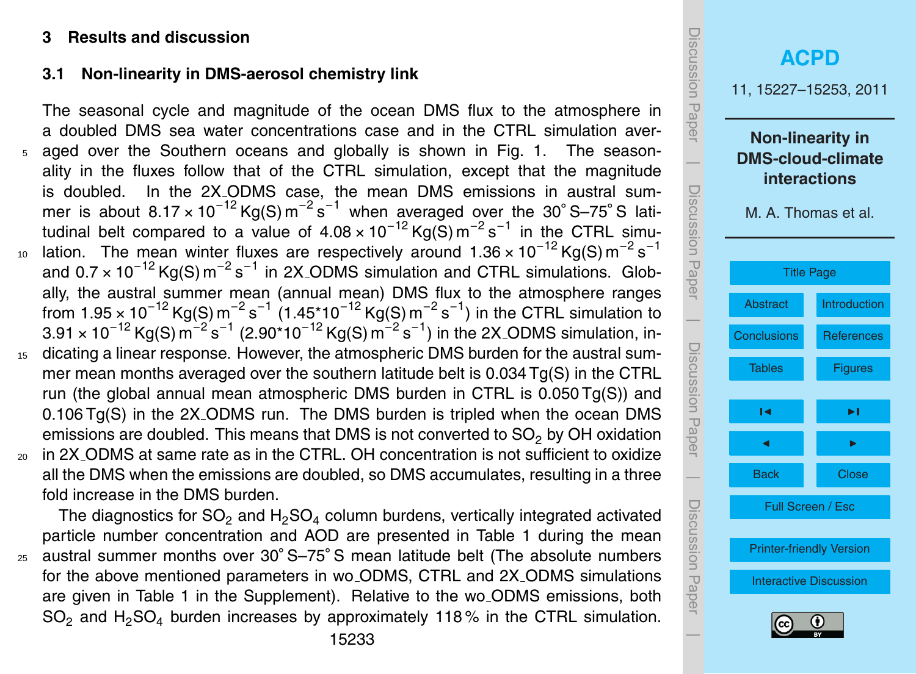# 3 Results and discussion

## 3.1 Non-linearity in DMS-aerosol chemistry link

The seasonal cycle and magnitude of the ocean DMS flux to the atmosphere in a doubled DMS sea water concentrations case and in the CTRL simulation averaged over the Southern oceans and globally is shown in Fig. 1. The seasonality in the fluxes follow that of the CTRL simulation, except that the magnitude is doubled. In the 2X_ODMS case, the mean DMS emissions in austral summer is about $8.17 \times 10^{-12}$ Kg(S) $m^{-2}$ $s^{-1}$ when averaged over the 30° S–75° S latitudinal belt compared to a value of $4.08 \times 10^{-12}$ Kg(S) $m^{-2}$ $s^{-1}$ in the CTRL simulation. The mean winter fluxes are respectively around $1.36 \times 10^{-12}$ Kg(S) $m^{-2}$ $s^{-1}$ and $0.7 \times 10^{-12}$ Kg(S) $m^{-2}$ $s^{-1}$ in 2X_ODMS simulation and CTRL simulations. Globally, the austral summer mean (annual mean) DMS flux to the atmosphere ranges from $1.95 \times 10^{-12}$ Kg(S) $m^{-2}$ $s^{-1}$ ($1.45*10^{-12}$ Kg(S) $m^{-2}$ $s^{-1}$) in the CTRL simulation to $3.91 \times 10^{-12}$ Kg(S) $m^{-2}$ $s^{-1}$ ($2.90*10^{-12}$ Kg(S) $m^{-2}$ $s^{-1}$) in the 2X_ODMS simulation, indicating a linear response. However, the atmospheric DMS burden for the austral summer mean months averaged over the southern latitude belt is 0.034 Tg(S) in the CTRL run (the global annual mean atmospheric DMS burden in CTRL is 0.050 Tg(S)) and 0.106 Tg(S) in the 2X_ODMS run. The DMS burden is tripled when the ocean DMS emissions are doubled. This means that DMS is not converted to $SO_2$ by OH oxidation in 2X_ODMS at same rate as in the CTRL. OH concentration is not sufficient to oxidize all the DMS when the emissions are doubled, so DMS accumulates, resulting in a three fold increase in the DMS burden.

The diagnostics for $SO_2$ and $H_2SO_4$ column burdens, vertically integrated activated particle number concentration and AOD are presented in Table 1 during the mean austral summer months over 30° S–75° S mean latitude belt (The absolute numbers for the above mentioned parameters in wo_ODMS, CTRL and 2X_ODMS simulations are given in Table 1 in the Supplement). Relative to the wo_ODMS emissions, both $SO_2$ and $H_2SO_4$ burden increases by approximately 118 % in the CTRL simulation.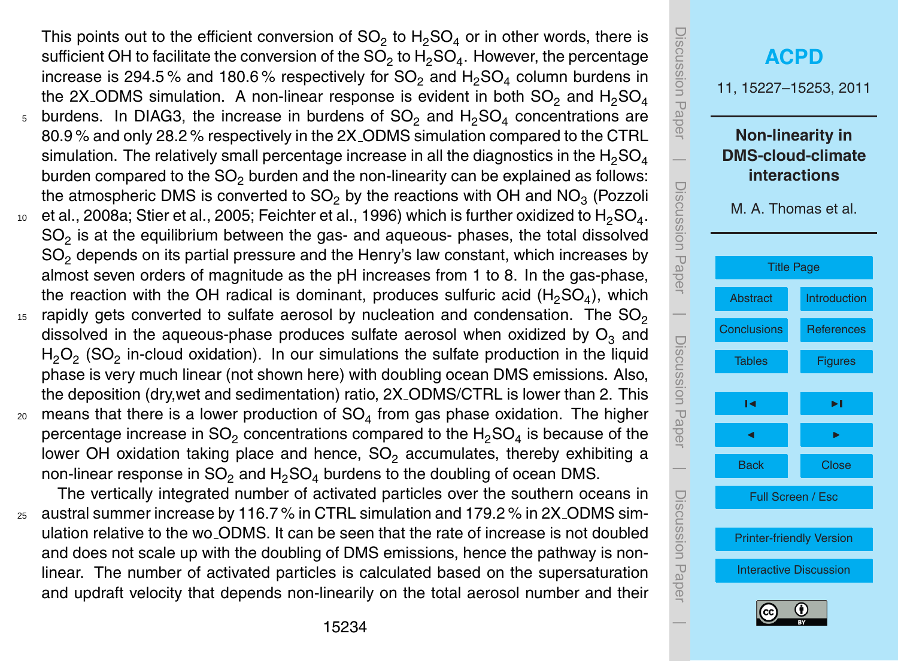This points out to the efficient conversion of $SO_2$ to $H_2SO_4$ or in other words, there is sufficient OH to facilitate the conversion of the $SO_2$ to $H_2SO_4$. However, the percentage increase is 294.5 % and 180.6 % respectively for $SO_2$ and $H_2SO_4$ column burdens in the 2X_ODMS simulation. A non-linear response is evident in both $SO_2$ and $H_2SO_4$ burdens. In DIAG3, the increase in burdens of $SO_2$ and $H_2SO_4$ concentrations are 80.9 % and only 28.2 % respectively in the 2X_ODMS simulation compared to the CTRL simulation. The relatively small percentage increase in all the diagnostics in the $H_2SO_4$ burden compared to the $SO_2$ burden and the non-linearity can be explained as follows: the atmospheric DMS is converted to $SO_2$ by the reactions with OH and $NO_3$ (Pozzoli et al., 2008a; Stier et al., 2005; Feichter et al., 1996) which is further oxidized to $H_2SO_4$. $SO_2$ is at the equilibrium between the gas- and aqueous- phases, the total dissolved $SO_2$ depends on its partial pressure and the Henry's law constant, which increases by almost seven orders of magnitude as the pH increases from 1 to 8. In the gas-phase, the reaction with the OH radical is dominant, produces sulfuric acid ($H_2SO_4$), which rapidly gets converted to sulfate aerosol by nucleation and condensation. The $SO_2$ dissolved in the aqueous-phase produces sulfate aerosol when oxidized by $O_3$ and $H_2O_2$ ($SO_2$ in-cloud oxidation). In our simulations the sulfate production in the liquid phase is very much linear (not shown here) with doubling ocean DMS emissions. Also, the deposition (dry,wet and sedimentation) ratio, 2X_ODMS/CTRL is lower than 2. This means that there is a lower production of $SO_4$ from gas phase oxidation. The higher percentage increase in $SO_2$ concentrations compared to the $H_2SO_4$ is because of the lower OH oxidation taking place and hence, $SO_2$ accumulates, thereby exhibiting a non-linear response in $SO_2$ and $H_2SO_4$ burdens to the doubling of ocean DMS.

The vertically integrated number of activated particles over the southern oceans in austral summer increase by 116.7 % in CTRL simulation and 179.2 % in 2X_ODMS simulation relative to the wo_ODMS. It can be seen that the rate of increase is not doubled and does not scale up with the doubling of DMS emissions, hence the pathway is non-linear. The number of activated particles is calculated based on the supersaturation and updraft velocity that depends non-linearily on the total aerosol number and their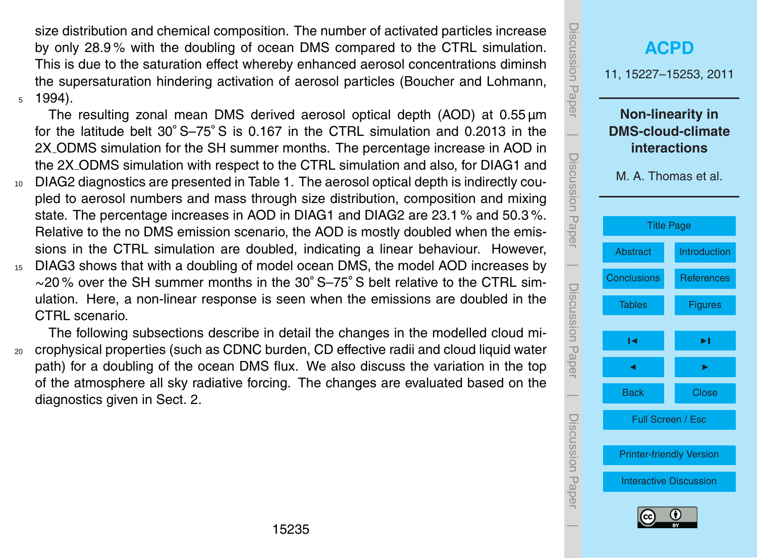size distribution and chemical composition. The number of activated particles increase by only 28.9 % with the doubling of ocean DMS compared to the CTRL simulation. This is due to the saturation effect whereby enhanced aerosol concentrations diminsh the supersaturation hindering activation of aerosol particles (Boucher and Lohmann, 1994).

The resulting zonal mean DMS derived aerosol optical depth (AOD) at 0.55 µm for the latitude belt 30° S–75° S is 0.167 in the CTRL simulation and 0.2013 in the 2X_ODMS simulation for the SH summer months. The percentage increase in AOD in the 2X_ODMS simulation with respect to the CTRL simulation and also, for DIAG1 and DIAG2 diagnostics are presented in Table 1. The aerosol optical depth is indirectly coupled to aerosol numbers and mass through size distribution, composition and mixing state. The percentage increases in AOD in DIAG1 and DIAG2 are 23.1 % and 50.3 %. Relative to the no DMS emission scenario, the AOD is mostly doubled when the emissions in the CTRL simulation are doubled, indicating a linear behaviour. However, DIAG3 shows that with a doubling of model ocean DMS, the model AOD increases by ∼20 % over the SH summer months in the 30° S–75° S belt relative to the CTRL simulation. Here, a non-linear response is seen when the emissions are doubled in the CTRL scenario.

The following subsections describe in detail the changes in the modelled cloud microphysical properties (such as CDNC burden, CD effective radii and cloud liquid water path) for a doubling of the ocean DMS flux. We also discuss the variation in the top of the atmosphere all sky radiative forcing. The changes are evaluated based on the diagnostics given in Sect. 2.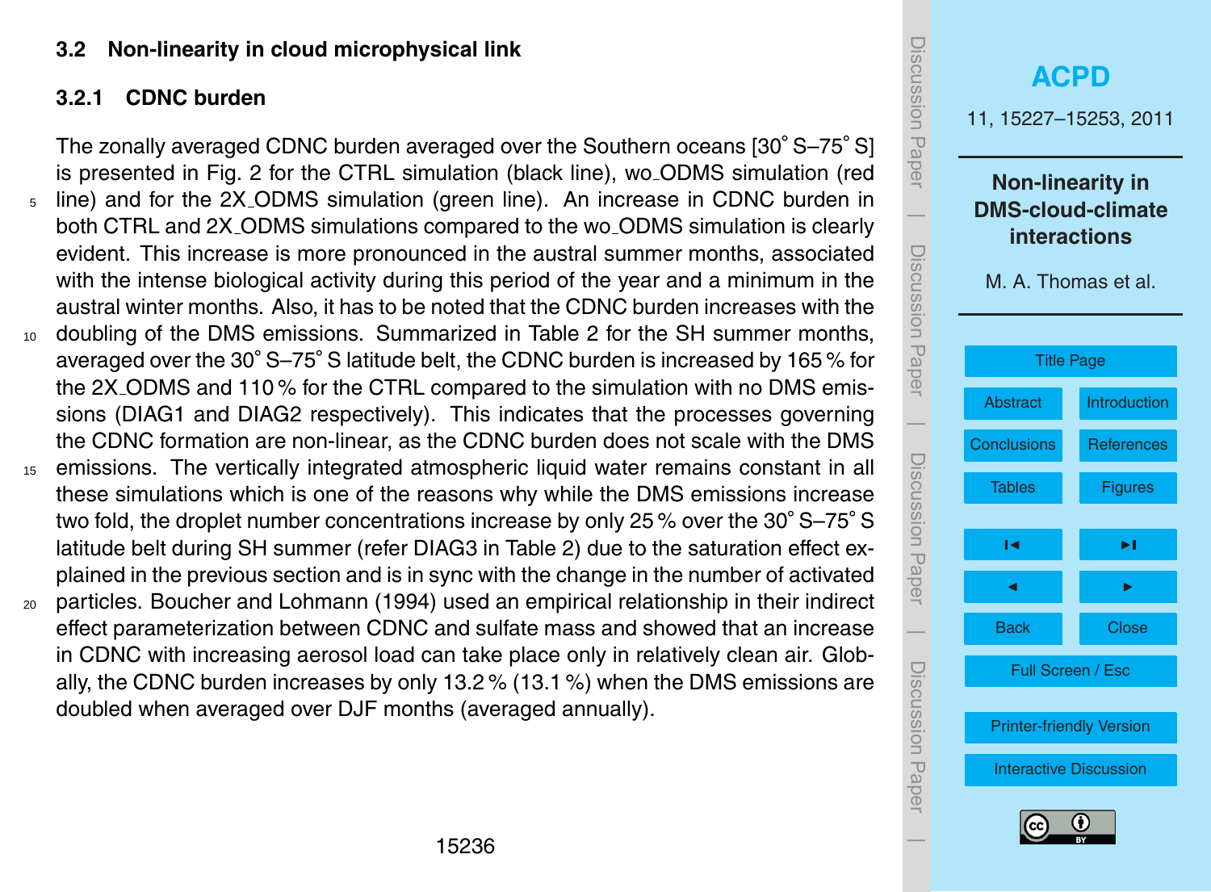## 3.2 Non-linearity in cloud microphysical link

### 3.2.1 CDNC burden

The zonally averaged CDNC burden averaged over the Southern oceans [30° S–75° S] is presented in Fig. 2 for the CTRL simulation (black line), wo_ODMS simulation (red line) and for the 2X_ODMS simulation (green line). An increase in CDNC burden in both CTRL and 2X_ODMS simulations compared to the wo_ODMS simulation is clearly evident. This increase is more pronounced in the austral summer months, associated with the intense biological activity during this period of the year and a minimum in the austral winter months. Also, it has to be noted that the CDNC burden increases with the doubling of the DMS emissions. Summarized in Table 2 for the SH summer months, averaged over the 30° S–75° S latitude belt, the CDNC burden is increased by 165 % for the 2X_ODMS and 110 % for the CTRL compared to the simulation with no DMS emissions (DIAG1 and DIAG2 respectively). This indicates that the processes governing the CDNC formation are non-linear, as the CDNC burden does not scale with the DMS emissions. The vertically integrated atmospheric liquid water remains constant in all these simulations which is one of the reasons why while the DMS emissions increase two fold, the droplet number concentrations increase by only 25 % over the 30° S–75° S latitude belt during SH summer (refer DIAG3 in Table 2) due to the saturation effect explained in the previous section and is in sync with the change in the number of activated particles. Boucher and Lohmann (1994) used an empirical relationship in their indirect effect parameterization between CDNC and sulfate mass and showed that an increase in CDNC with increasing aerosol load can take place only in relatively clean air. Globally, the CDNC burden increases by only 13.2 % (13.1 %) when the DMS emissions are doubled when averaged over DJF months (averaged annually).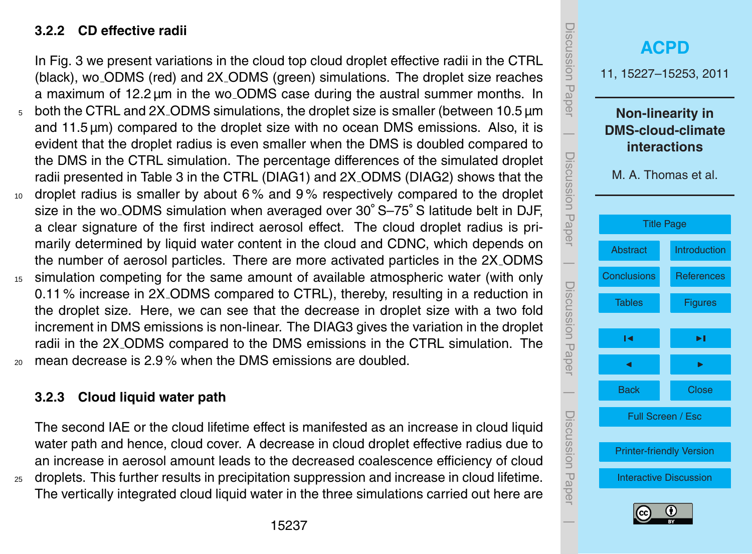### 3.2.2 CD effective radii

In Fig. 3 we present variations in the cloud top cloud droplet effective radii in the CTRL (black), wo_ODMS (red) and 2X_ODMS (green) simulations. The droplet size reaches a maximum of 12.2 µm in the wo_ODMS case during the austral summer months. In both the CTRL and 2X_ODMS simulations, the droplet size is smaller (between 10.5 µm and 11.5 µm) compared to the droplet size with no ocean DMS emissions. Also, it is evident that the droplet radius is even smaller when the DMS is doubled compared to the DMS in the CTRL simulation. The percentage differences of the simulated droplet radii presented in Table 3 in the CTRL (DIAG1) and 2X_ODMS (DIAG2) shows that the droplet radius is smaller by about 6 % and 9 % respectively compared to the droplet size in the wo_ODMS simulation when averaged over 30° S–75° S latitude belt in DJF, a clear signature of the first indirect aerosol effect. The cloud droplet radius is primarily determined by liquid water content in the cloud and CDNC, which depends on the number of aerosol particles. There are more activated particles in the 2X_ODMS simulation competing for the same amount of available atmospheric water (with only 0.11 % increase in 2X_ODMS compared to CTRL), thereby, resulting in a reduction in the droplet size. Here, we can see that the decrease in droplet size with a two fold increment in DMS emissions is non-linear. The DIAG3 gives the variation in the droplet radii in the 2X_ODMS compared to the DMS emissions in the CTRL simulation. The mean decrease is 2.9 % when the DMS emissions are doubled.

### 3.2.3 Cloud liquid water path

The second IAE or the cloud lifetime effect is manifested as an increase in cloud liquid water path and hence, cloud cover. A decrease in cloud droplet effective radius due to an increase in aerosol amount leads to the decreased coalescence efficiency of cloud droplets. This further results in precipitation suppression and increase in cloud lifetime. The vertically integrated cloud liquid water in the three simulations carried out here are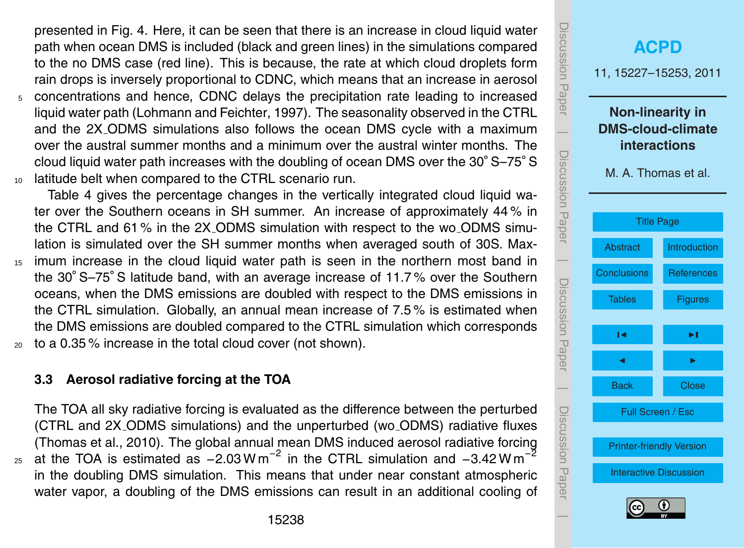presented in Fig. 4. Here, it can be seen that there is an increase in cloud liquid water path when ocean DMS is included (black and green lines) in the simulations compared to the no DMS case (red line). This is because, the rate at which cloud droplets form rain drops is inversely proportional to CDNC, which means that an increase in aerosol concentrations and hence, CDNC delays the precipitation rate leading to increased liquid water path (Lohmann and Feichter, 1997). The seasonality observed in the CTRL and the 2X_ODMS simulations also follows the ocean DMS cycle with a maximum over the austral summer months and a minimum over the austral winter months. The cloud liquid water path increases with the doubling of ocean DMS over the 30° S–75° S latitude belt when compared to the CTRL scenario run.

Table 4 gives the percentage changes in the vertically integrated cloud liquid water over the Southern oceans in SH summer. An increase of approximately 44 % in the CTRL and 61 % in the 2X_ODMS simulation with respect to the wo_ODMS simulation is simulated over the SH summer months when averaged south of 30S. Maximum increase in the cloud liquid water path is seen in the northern most band in the 30° S–75° S latitude band, with an average increase of 11.7 % over the Southern oceans, when the DMS emissions are doubled with respect to the DMS emissions in the CTRL simulation. Globally, an annual mean increase of 7.5 % is estimated when the DMS emissions are doubled compared to the CTRL simulation which corresponds to a 0.35 % increase in the total cloud cover (not shown).

### 3.3 Aerosol radiative forcing at the TOA

The TOA all sky radiative forcing is evaluated as the difference between the perturbed (CTRL and 2X_ODMS simulations) and the unperturbed (wo_ODMS) radiative fluxes (Thomas et al., 2010). The global annual mean DMS induced aerosol radiative forcing at the TOA is estimated as $-2.03\,\mathrm{W\,m^{-2}}$ in the CTRL simulation and $-3.42\,\mathrm{W\,m^{-2}}$ in the doubling DMS simulation. This means that under near constant atmospheric water vapor, a doubling of the DMS emissions can result in an additional cooling of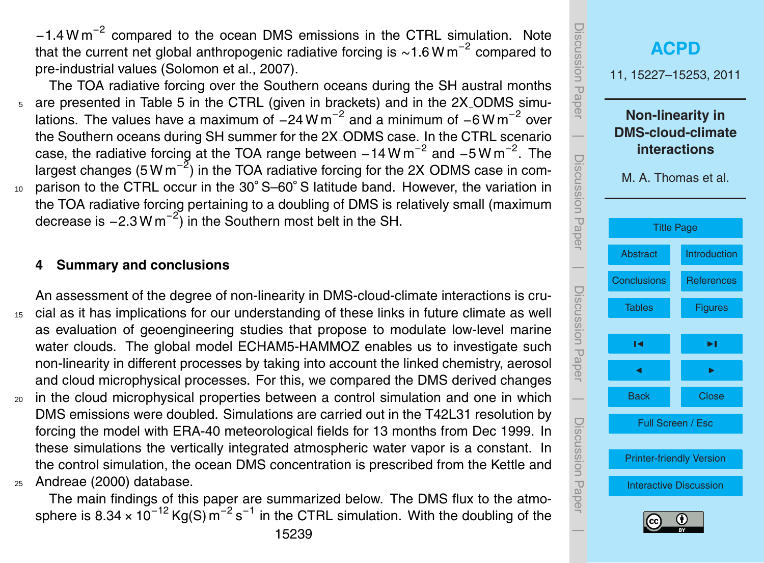$-1.4\,\mathrm{W\,m^{-2}}$ compared to the ocean DMS emissions in the CTRL simulation. Note that the current net global anthropogenic radiative forcing is $\sim 1.6\,\mathrm{W\,m^{-2}}$ compared to pre-industrial values (Solomon et al., 2007).

The TOA radiative forcing over the Southern oceans during the SH austral months are presented in Table 5 in the CTRL (given in brackets) and in the 2X_ODMS simulations. The values have a maximum of $-24\,\mathrm{W\,m^{-2}}$ and a minimum of $-6\,\mathrm{W\,m^{-2}}$ over the Southern oceans during SH summer for the 2X_ODMS case. In the CTRL scenario case, the radiative forcing at the TOA range between $-14\,\mathrm{W\,m^{-2}}$ and $-5\,\mathrm{W\,m^{-2}}$. The largest changes ($5\,\mathrm{W\,m^{-2}}$) in the TOA radiative forcing for the 2X_ODMS case in comparison to the CTRL occur in the 30° S–60° S latitude band. However, the variation in the TOA radiative forcing pertaining to a doubling of DMS is relatively small (maximum decrease is $-2.3\,\mathrm{W\,m^{-2}}$) in the Southern most belt in the SH.

## 4 Summary and conclusions

An assessment of the degree of non-linearity in DMS-cloud-climate interactions is crucial as it has implications for our understanding of these links in future climate as well as evaluation of geoengineering studies that propose to modulate low-level marine water clouds. The global model ECHAM5-HAMMOZ enables us to investigate such non-linearity in different processes by taking into account the linked chemistry, aerosol and cloud microphysical processes. For this, we compared the DMS derived changes in the cloud microphysical properties between a control simulation and one in which DMS emissions were doubled. Simulations are carried out in the T42L31 resolution by forcing the model with ERA-40 meteorological fields for 13 months from Dec 1999. In these simulations the vertically integrated atmospheric water vapor is a constant. In the control simulation, the ocean DMS concentration is prescribed from the Kettle and Andreae (2000) database.

The main findings of this paper are summarized below. The DMS flux to the atmosphere is $8.34 \times 10^{-12}\,\mathrm{Kg(S)\,m^{-2}\,s^{-1}}$ in the CTRL simulation. With the doubling of the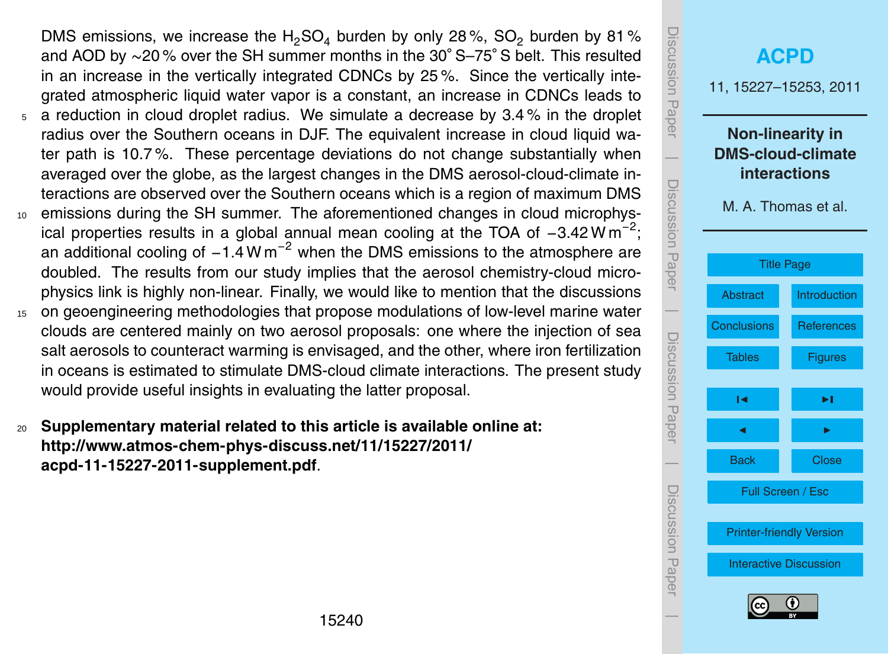DMS emissions, we increase the $H_2SO_4$ burden by only 28 %, $SO_2$ burden by 81 % and AOD by ~20 % over the SH summer months in the 30° S–75° S belt. This resulted in an increase in the vertically integrated CDNCs by 25 %. Since the vertically integrated atmospheric liquid water vapor is a constant, an increase in CDNCs leads to a reduction in cloud droplet radius. We simulate a decrease by 3.4 % in the droplet radius over the Southern oceans in DJF. The equivalent increase in cloud liquid water path is 10.7 %. These percentage deviations do not change substantially when averaged over the globe, as the largest changes in the DMS aerosol-cloud-climate interactions are observed over the Southern oceans which is a region of maximum DMS emissions during the SH summer. The aforementioned changes in cloud microphysical properties results in a global annual mean cooling at the TOA of $-3.42\,\mathrm{W\,m^{-2}}$; an additional cooling of $-1.4\,\mathrm{W\,m^{-2}}$ when the DMS emissions to the atmosphere are doubled. The results from our study implies that the aerosol chemistry-cloud microphysics link is highly non-linear. Finally, we would like to mention that the discussions on geoengineering methodologies that propose modulations of low-level marine water clouds are centered mainly on two aerosol proposals: one where the injection of sea salt aerosols to counteract warming is envisaged, and the other, where iron fertilization in oceans is estimated to stimulate DMS-cloud climate interactions. The present study would provide useful insights in evaluating the latter proposal.

**Supplementary material related to this article is available online at: http://www.atmos-chem-phys-discuss.net/11/15227/2011/acpd-11-15227-2011-supplement.pdf**.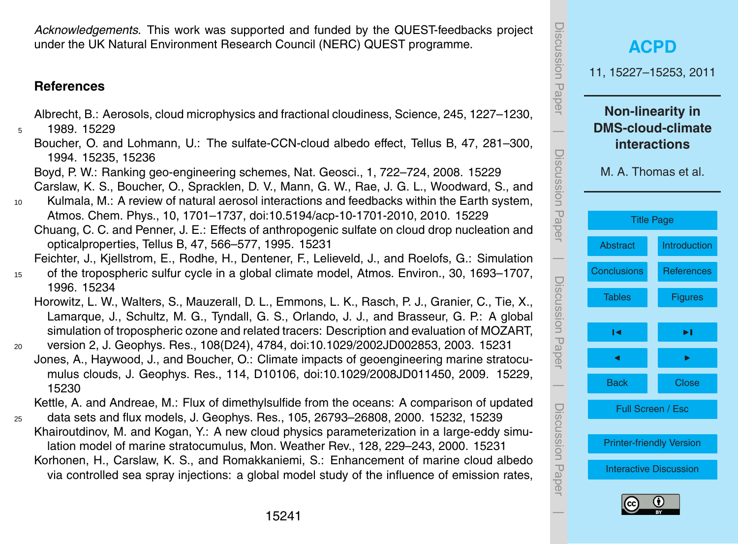*Acknowledgements.* This work was supported and funded by the QUEST-feedbacks project under the UK Natural Environment Research Council (NERC) QUEST programme.

## References

Albrecht, B.: Aerosols, cloud microphysics and fractional cloudiness, Science, 245, 1227–1230, 1989. 15229

Boucher, O. and Lohmann, U.: The sulfate-CCN-cloud albedo effect, Tellus B, 47, 281–300, 1994. 15235, 15236

Boyd, P. W.: Ranking geo-engineering schemes, Nat. Geosci., 1, 722–724, 2008. 15229

Carslaw, K. S., Boucher, O., Spracklen, D. V., Mann, G. W., Rae, J. G. L., Woodward, S., and Kulmala, M.: A review of natural aerosol interactions and feedbacks within the Earth system, Atmos. Chem. Phys., 10, 1701–1737, doi:10.5194/acp-10-1701-2010, 2010. 15229

Chuang, C. C. and Penner, J. E.: Effects of anthropogenic sulfate on cloud drop nucleation and opticalproperties, Tellus B, 47, 566–577, 1995. 15231

Feichter, J., Kjellstrom, E., Rodhe, H., Dentener, F., Lelieveld, J., and Roelofs, G.: Simulation of the tropospheric sulfur cycle in a global climate model, Atmos. Environ., 30, 1693–1707, 1996. 15234

Horowitz, L. W., Walters, S., Mauzerall, D. L., Emmons, L. K., Rasch, P. J., Granier, C., Tie, X., Lamarque, J., Schultz, M. G., Tyndall, G. S., Orlando, J. J., and Brasseur, G. P.: A global simulation of tropospheric ozone and related tracers: Description and evaluation of MOZART, version 2, J. Geophys. Res., 108(D24), 4784, doi:10.1029/2002JD002853, 2003. 15231

Jones, A., Haywood, J., and Boucher, O.: Climate impacts of geoengineering marine stratocumulus clouds, J. Geophys. Res., 114, D10106, doi:10.1029/2008JD011450, 2009. 15229, 15230

Kettle, A. and Andreae, M.: Flux of dimethylsulfide from the oceans: A comparison of updated data sets and flux models, J. Geophys. Res., 105, 26793–26808, 2000. 15232, 15239

Khairoutdinov, M. and Kogan, Y.: A new cloud physics parameterization in a large-eddy simulation model of marine stratocumulus, Mon. Weather Rev., 128, 229–243, 2000. 15231

Korhonen, H., Carslaw, K. S., and Romakkaniemi, S.: Enhancement of marine cloud albedo via controlled sea spray injections: a global model study of the influence of emission rates,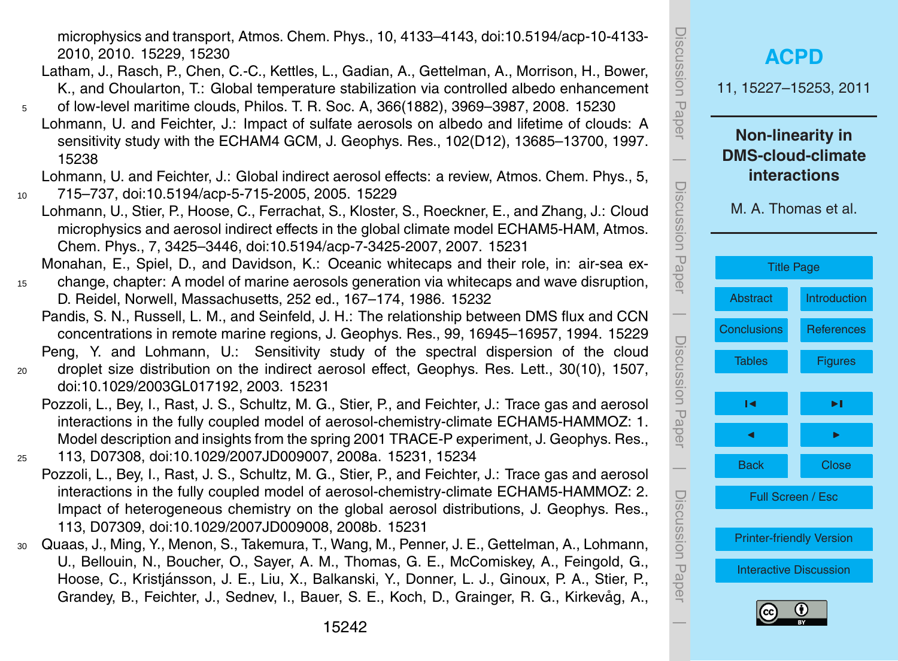microphysics and transport, Atmos. Chem. Phys., 10, 4133–4143, doi:10.5194/acp-10-4133-2010, 2010. 15229, 15230

Latham, J., Rasch, P., Chen, C.-C., Kettles, L., Gadian, A., Gettelman, A., Morrison, H., Bower, K., and Choularton, T.: Global temperature stabilization via controlled albedo enhancement of low-level maritime clouds, Philos. T. R. Soc. A, 366(1882), 3969–3987, 2008. 15230

Lohmann, U. and Feichter, J.: Impact of sulfate aerosols on albedo and lifetime of clouds: A sensitivity study with the ECHAM4 GCM, J. Geophys. Res., 102(D12), 13685–13700, 1997. 15238

Lohmann, U. and Feichter, J.: Global indirect aerosol effects: a review, Atmos. Chem. Phys., 5, 715–737, doi:10.5194/acp-5-715-2005, 2005. 15229

Lohmann, U., Stier, P., Hoose, C., Ferrachat, S., Kloster, S., Roeckner, E., and Zhang, J.: Cloud microphysics and aerosol indirect effects in the global climate model ECHAM5-HAM, Atmos. Chem. Phys., 7, 3425–3446, doi:10.5194/acp-7-3425-2007, 2007. 15231

Monahan, E., Spiel, D., and Davidson, K.: Oceanic whitecaps and their role, in: air-sea exchange, chapter: A model of marine aerosols generation via whitecaps and wave disruption, D. Reidel, Norwell, Massachusetts, 252 ed., 167–174, 1986. 15232

Pandis, S. N., Russell, L. M., and Seinfeld, J. H.: The relationship between DMS flux and CCN concentrations in remote marine regions, J. Geophys. Res., 99, 16945–16957, 1994. 15229

Peng, Y. and Lohmann, U.: Sensitivity study of the spectral dispersion of the cloud droplet size distribution on the indirect aerosol effect, Geophys. Res. Lett., 30(10), 1507, doi:10.1029/2003GL017192, 2003. 15231

Pozzoli, L., Bey, I., Rast, J. S., Schultz, M. G., Stier, P., and Feichter, J.: Trace gas and aerosol interactions in the fully coupled model of aerosol-chemistry-climate ECHAM5-HAMMOZ: 1. Model description and insights from the spring 2001 TRACE-P experiment, J. Geophys. Res., 113, D07308, doi:10.1029/2007JD009007, 2008a. 15231, 15234

Pozzoli, L., Bey, I., Rast, J. S., Schultz, M. G., Stier, P., and Feichter, J.: Trace gas and aerosol interactions in the fully coupled model of aerosol-chemistry-climate ECHAM5-HAMMOZ: 2. Impact of heterogeneous chemistry on the global aerosol distributions, J. Geophys. Res., 113, D07309, doi:10.1029/2007JD009008, 2008b. 15231

Quaas, J., Ming, Y., Menon, S., Takemura, T., Wang, M., Penner, J. E., Gettelman, A., Lohmann, U., Bellouin, N., Boucher, O., Sayer, A. M., Thomas, G. E., McComiskey, A., Feingold, G., Hoose, C., Kristjánsson, J. E., Liu, X., Balkanski, Y., Donner, L. J., Ginoux, P. A., Stier, P., Grandey, B., Feichter, J., Sednev, I., Bauer, S. E., Koch, D., Grainger, R. G., Kirkevåg, A.,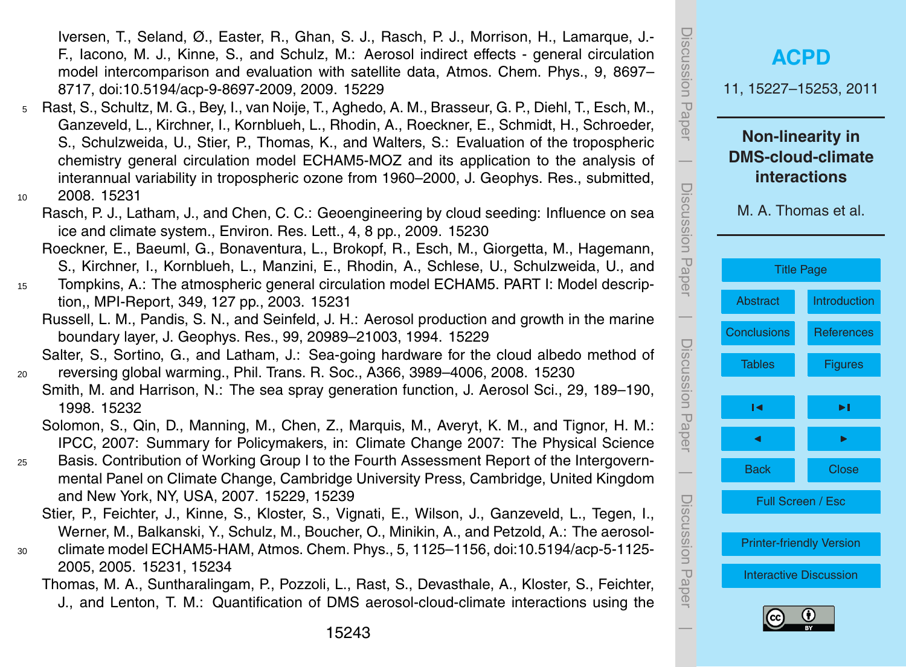Iversen, T., Seland, Ø., Easter, R., Ghan, S. J., Rasch, P. J., Morrison, H., Lamarque, J.-F., Iacono, M. J., Kinne, S., and Schulz, M.: Aerosol indirect effects - general circulation model intercomparison and evaluation with satellite data, Atmos. Chem. Phys., 9, 8697–8717, doi:10.5194/acp-9-8697-2009, 2009. 15229

Rast, S., Schultz, M. G., Bey, I., van Noije, T., Aghedo, A. M., Brasseur, G. P., Diehl, T., Esch, M., Ganzeveld, L., Kirchner, I., Kornblueh, L., Rhodin, A., Roeckner, E., Schmidt, H., Schroeder, S., Schulzweida, U., Stier, P., Thomas, K., and Walters, S.: Evaluation of the tropospheric chemistry general circulation model ECHAM5-MOZ and its application to the analysis of interannual variability in tropospheric ozone from 1960–2000, J. Geophys. Res., submitted, 2008. 15231

Rasch, P. J., Latham, J., and Chen, C. C.: Geoengineering by cloud seeding: Influence on sea ice and climate system., Environ. Res. Lett., 4, 8 pp., 2009. 15230

Roeckner, E., Baeuml, G., Bonaventura, L., Brokopf, R., Esch, M., Giorgetta, M., Hagemann, S., Kirchner, I., Kornblueh, L., Manzini, E., Rhodin, A., Schlese, U., Schulzweida, U., and Tompkins, A.: The atmospheric general circulation model ECHAM5. PART I: Model description,, MPI-Report, 349, 127 pp., 2003. 15231

Russell, L. M., Pandis, S. N., and Seinfeld, J. H.: Aerosol production and growth in the marine boundary layer, J. Geophys. Res., 99, 20989–21003, 1994. 15229

Salter, S., Sortino, G., and Latham, J.: Sea-going hardware for the cloud albedo method of reversing global warming., Phil. Trans. R. Soc., A366, 3989–4006, 2008. 15230

Smith, M. and Harrison, N.: The sea spray generation function, J. Aerosol Sci., 29, 189–190, 1998. 15232

Solomon, S., Qin, D., Manning, M., Chen, Z., Marquis, M., Averyt, K. M., and Tignor, H. M.: IPCC, 2007: Summary for Policymakers, in: Climate Change 2007: The Physical Science Basis. Contribution of Working Group I to the Fourth Assessment Report of the Intergovernmental Panel on Climate Change, Cambridge University Press, Cambridge, United Kingdom and New York, NY, USA, 2007. 15229, 15239

Stier, P., Feichter, J., Kinne, S., Kloster, S., Vignati, E., Wilson, J., Ganzeveld, L., Tegen, I., Werner, M., Balkanski, Y., Schulz, M., Boucher, O., Minikin, A., and Petzold, A.: The aerosol-climate model ECHAM5-HAM, Atmos. Chem. Phys., 5, 1125–1156, doi:10.5194/acp-5-1125-2005, 2005. 15231, 15234

Thomas, M. A., Suntharalingam, P., Pozzoli, L., Rast, S., Devasthale, A., Kloster, S., Feichter, J., and Lenton, T. M.: Quantification of DMS aerosol-cloud-climate interactions using the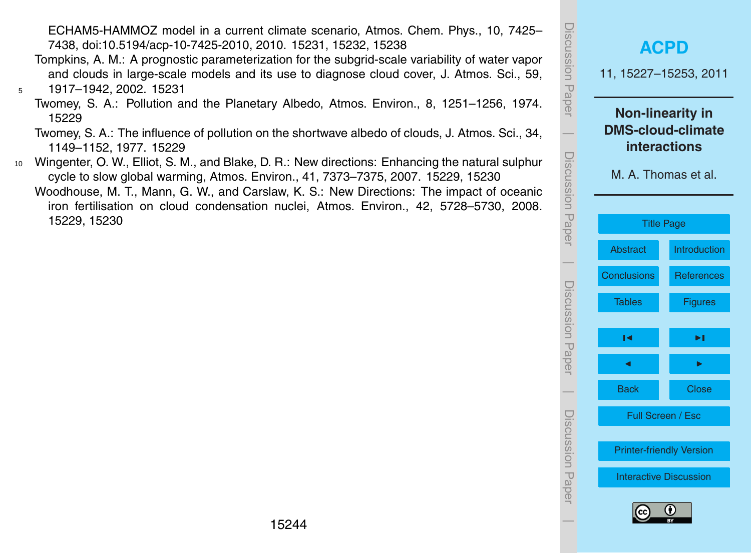ECHAM5-HAMMOZ model in a current climate scenario, Atmos. Chem. Phys., 10, 7425–7438, doi:10.5194/acp-10-7425-2010, 2010. 15231, 15232, 15238

Tompkins, A. M.: A prognostic parameterization for the subgrid-scale variability of water vapor and clouds in large-scale models and its use to diagnose cloud cover, J. Atmos. Sci., 59, 1917–1942, 2002. 15231

Twomey, S. A.: Pollution and the Planetary Albedo, Atmos. Environ., 8, 1251–1256, 1974. 15229

Twomey, S. A.: The influence of pollution on the shortwave albedo of clouds, J. Atmos. Sci., 34, 1149–1152, 1977. 15229

Wingenter, O. W., Elliot, S. M., and Blake, D. R.: New directions: Enhancing the natural sulphur cycle to slow global warming, Atmos. Environ., 41, 7373–7375, 2007. 15229, 15230

Woodhouse, M. T., Mann, G. W., and Carslaw, K. S.: New Directions: The impact of oceanic iron fertilisation on cloud condensation nuclei, Atmos. Environ., 42, 5728–5730, 2008. 15229, 15230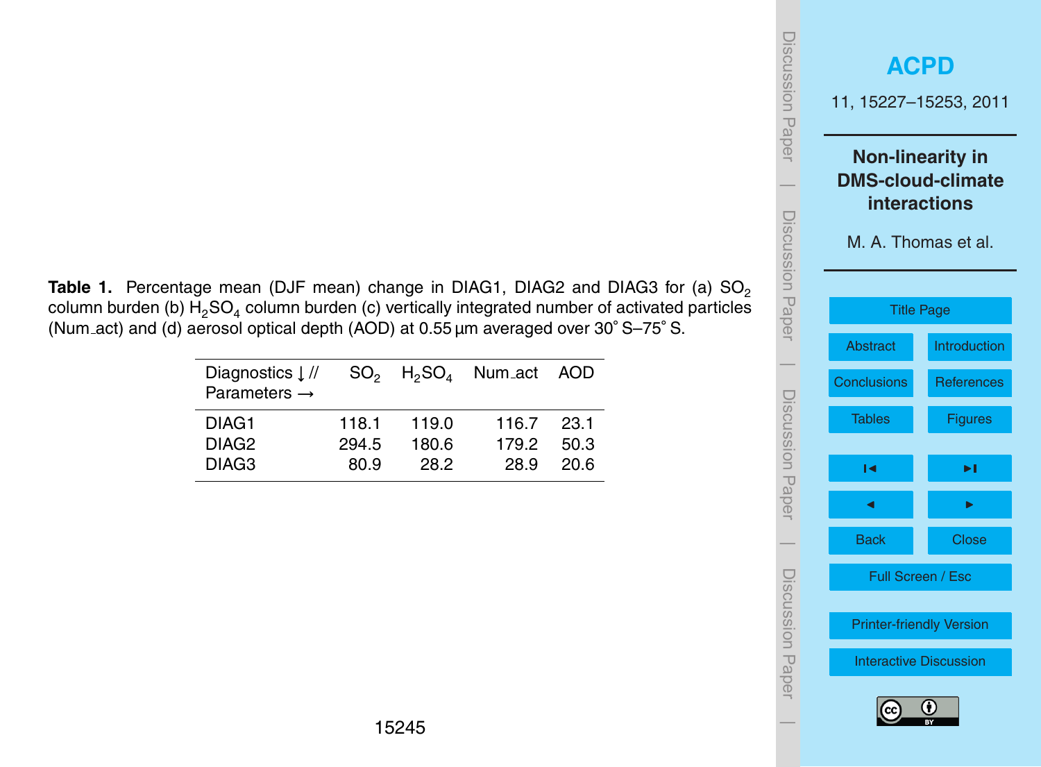**Table 1.** Percentage mean (DJF mean) change in DIAG1, DIAG2 and DIAG3 for (a) $SO_2$ column burden (b) $H_2SO_4$ column burden (c) vertically integrated number of activated particles (Num_act) and (d) aerosol optical depth (AOD) at 0.55 µm averaged over 30° S–75° S.

| Diagnostics ↓ // Parameters → | $SO_2$ | $H_2SO_4$ | Num_act | AOD |
|---|---|---|---|---|
| DIAG1 | 118.1 | 119.0 | 116.7 | 23.1 |
| DIAG2 | 294.5 | 180.6 | 179.2 | 50.3 |
| DIAG3 | 80.9 | 28.2 | 28.9 | 20.6 |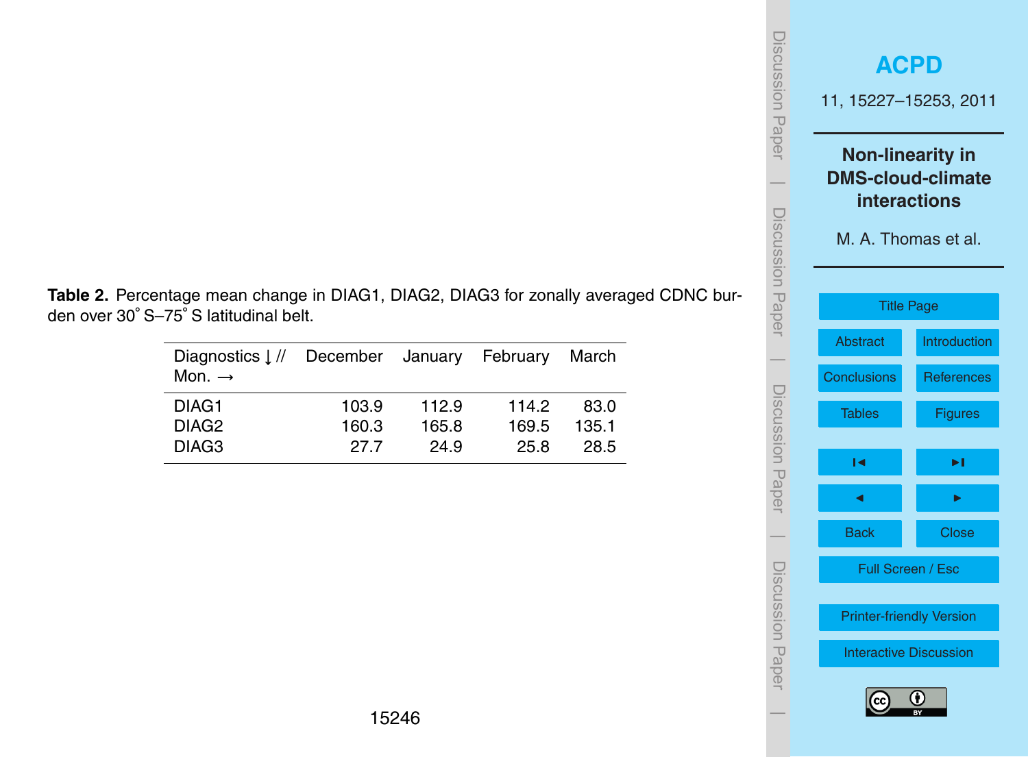**Table 2.** Percentage mean change in DIAG1, DIAG2, DIAG3 for zonally averaged CDNC burden over 30° S–75° S latitudinal belt.

| Diagnostics ↓ // Mon. → | December | January | February | March |
|---|---|---|---|---|
| DIAG1 | 103.9 | 112.9 | 114.2 | 83.0 |
| DIAG2 | 160.3 | 165.8 | 169.5 | 135.1 |
| DIAG3 | 27.7 | 24.9 | 25.8 | 28.5 |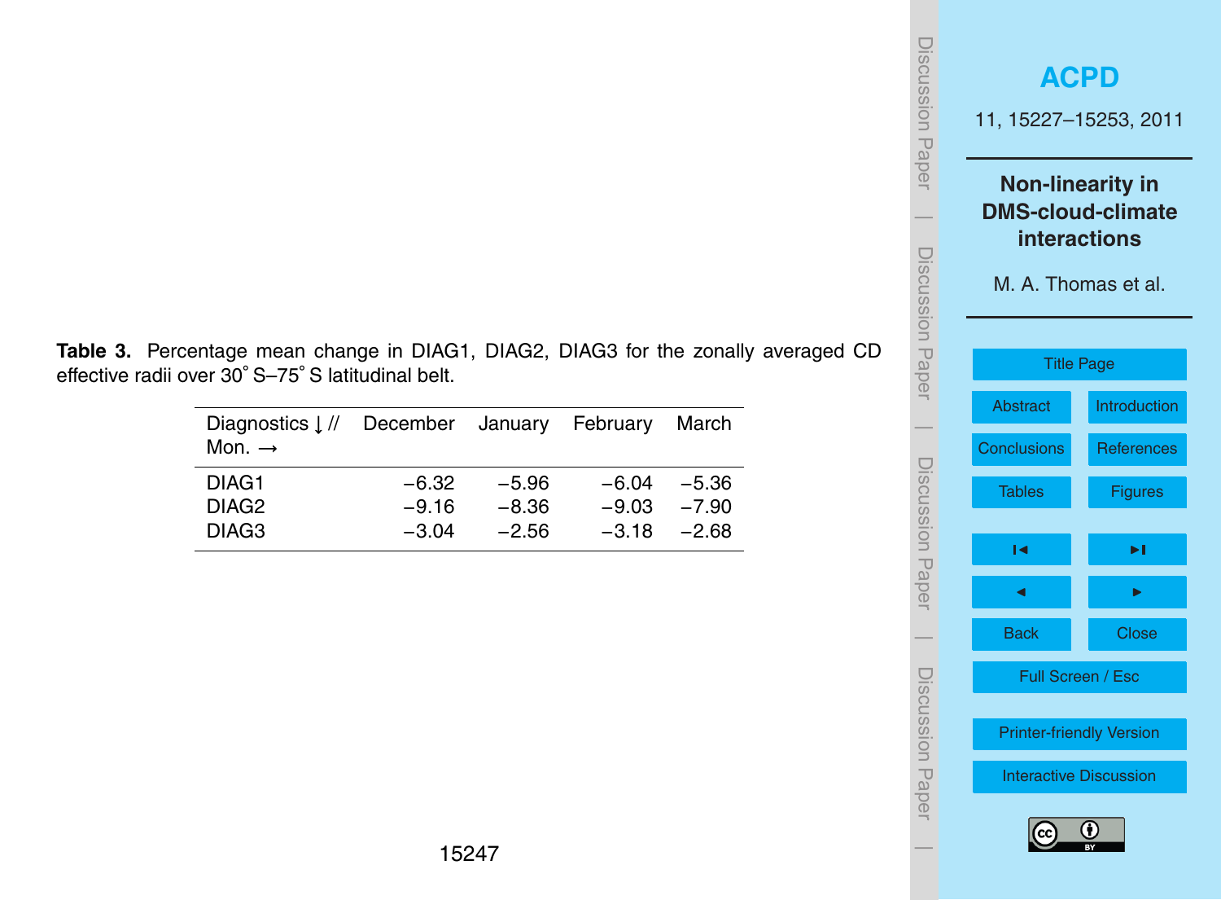**Table 3.** Percentage mean change in DIAG1, DIAG2, DIAG3 for the zonally averaged CD effective radii over 30° S–75° S latitudinal belt.

| Diagnostics ↓ // Mon. → | December | January | February | March |
|---|---|---|---|---|
| DIAG1 | −6.32 | −5.96 | −6.04 | −5.36 |
| DIAG2 | −9.16 | −8.36 | −9.03 | −7.90 |
| DIAG3 | −3.04 | −2.56 | −3.18 | −2.68 |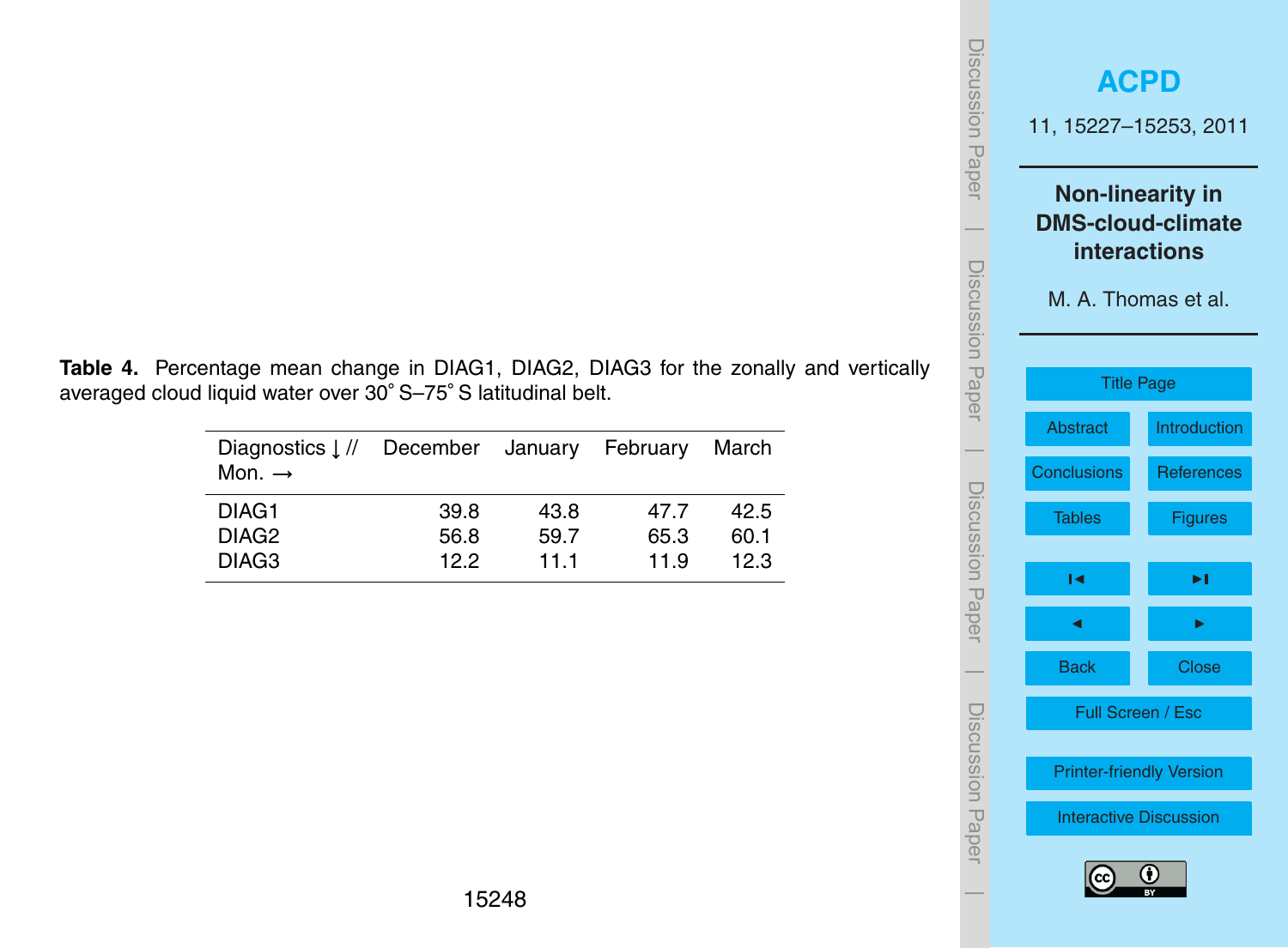**Table 4.** Percentage mean change in DIAG1, DIAG2, DIAG3 for the zonally and vertically averaged cloud liquid water over 30° S–75° S latitudinal belt.

| Diagnostics ↓ // Mon. → | December | January | February | March |
|---|---|---|---|---|
| DIAG1 | 39.8 | 43.8 | 47.7 | 42.5 |
| DIAG2 | 56.8 | 59.7 | 65.3 | 60.1 |
| DIAG3 | 12.2 | 11.1 | 11.9 | 12.3 |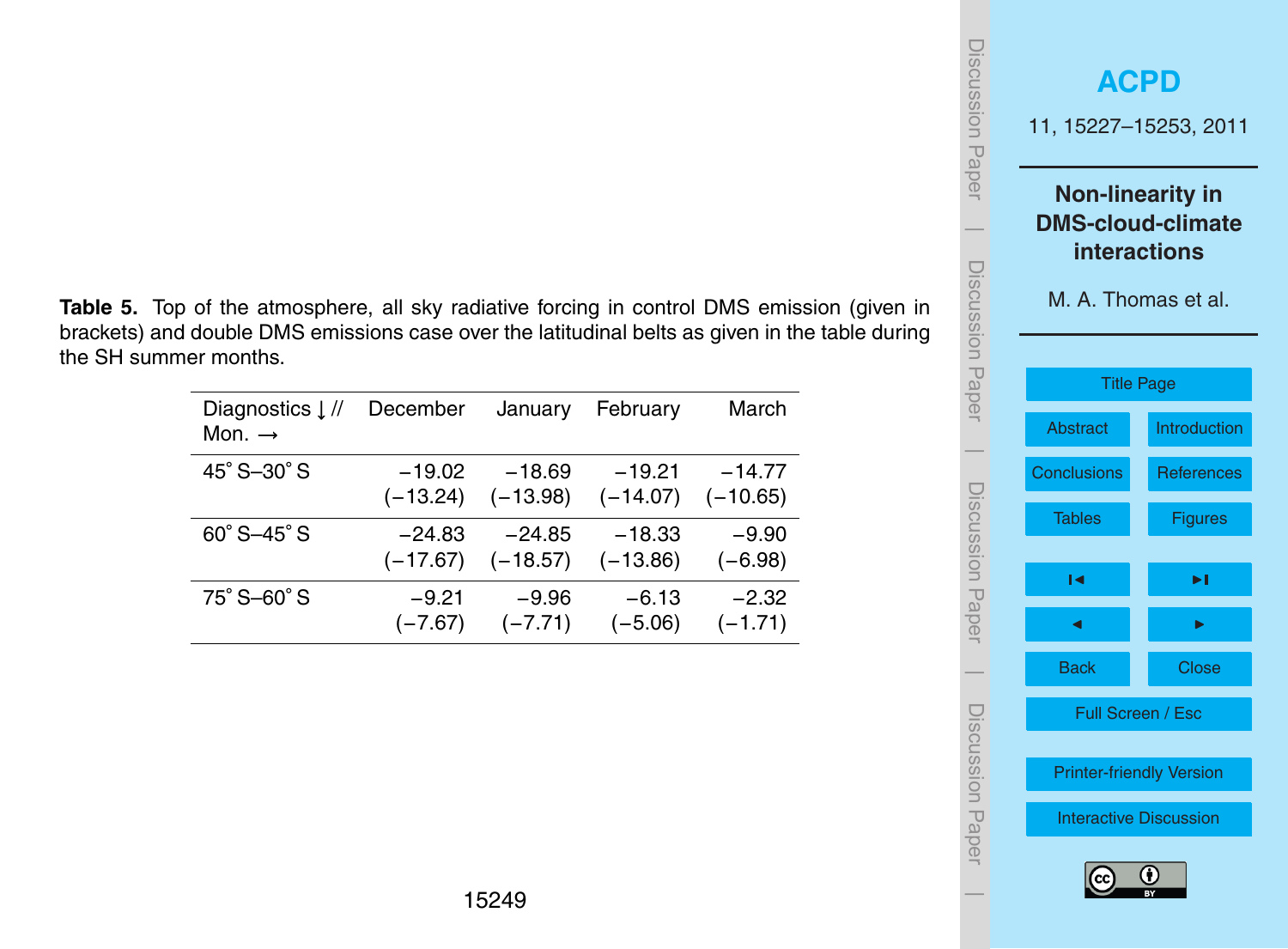**Table 5.** Top of the atmosphere, all sky radiative forcing in control DMS emission (given in brackets) and double DMS emissions case over the latitudinal belts as given in the table during the SH summer months.

| Diagnostics ↓ // Mon. → | December | January | February | March |
|---|---|---|---|---|
| 45° S–30° S | −19.02 (−13.24) | −18.69 (−13.98) | −19.21 (−14.07) | −14.77 (−10.65) |
| 60° S–45° S | −24.83 (−17.67) | −24.85 (−18.57) | −18.33 (−13.86) | −9.90 (−6.98) |
| 75° S–60° S | −9.21 (−7.67) | −9.96 (−7.71) | −6.13 (−5.06) | −2.32 (−1.71) |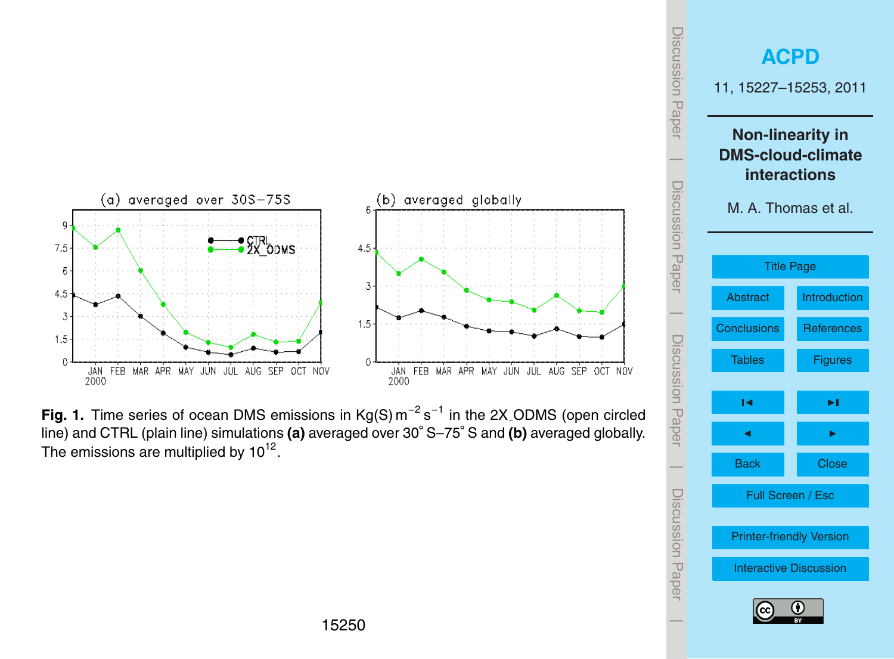**Fig. 1.** Time series of ocean DMS emissions in $\text{Kg(S)}\,\text{m}^{-2}\,\text{s}^{-1}$ in the 2X_ODMS (open circled line) and CTRL (plain line) simulations **(a)** averaged over 30° S–75° S and **(b)** averaged globally. The emissions are multiplied by $10^{12}$.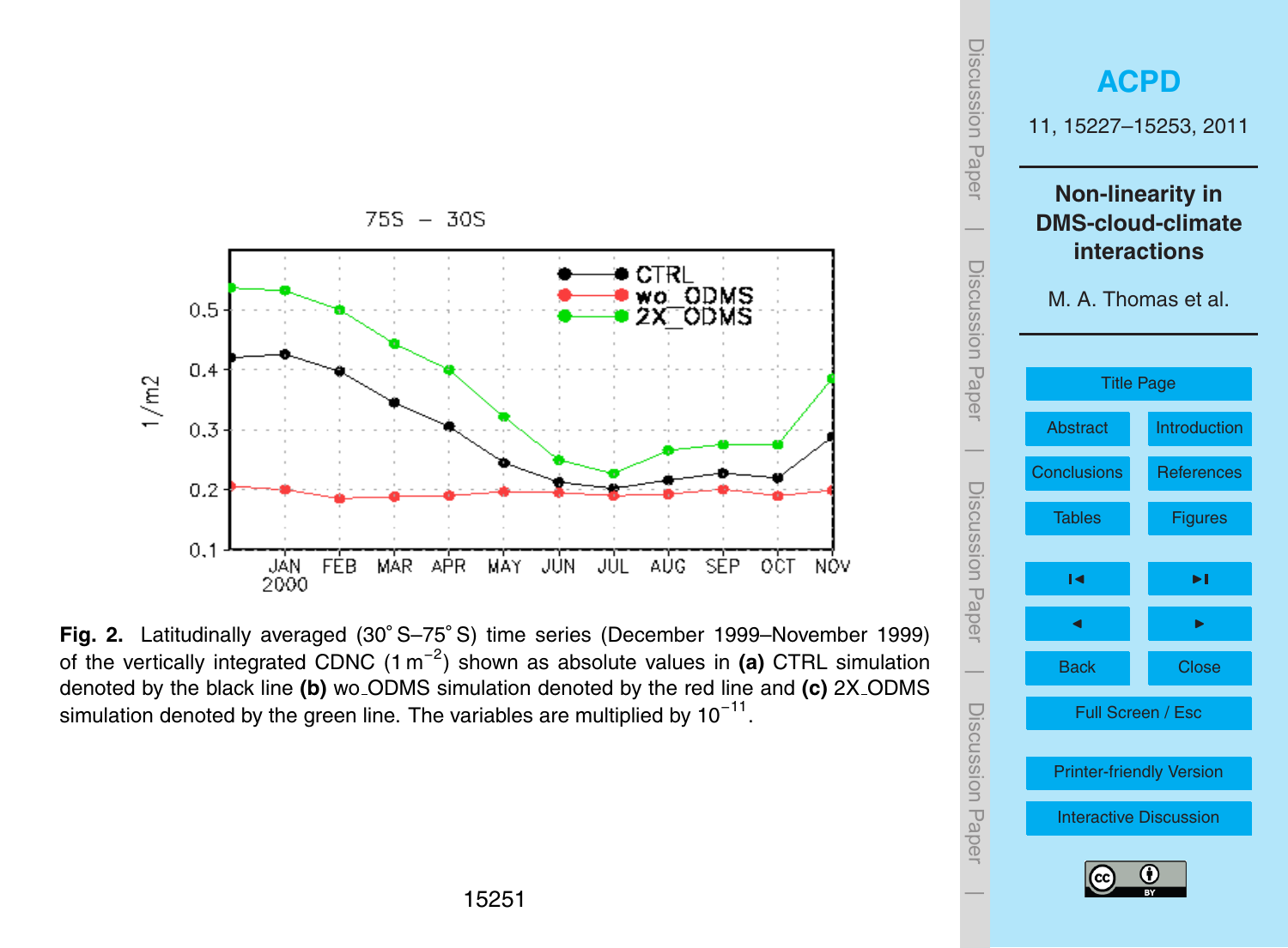**Fig. 2.** Latitudinally averaged (30° S–75° S) time series (December 1999–November 1999) of the vertically integrated CDNC ($1\,m^{-2}$) shown as absolute values in **(a)** CTRL simulation denoted by the black line **(b)** wo_ODMS simulation denoted by the red line and **(c)** 2X_ODMS simulation denoted by the green line. The variables are multiplied by $10^{-11}$.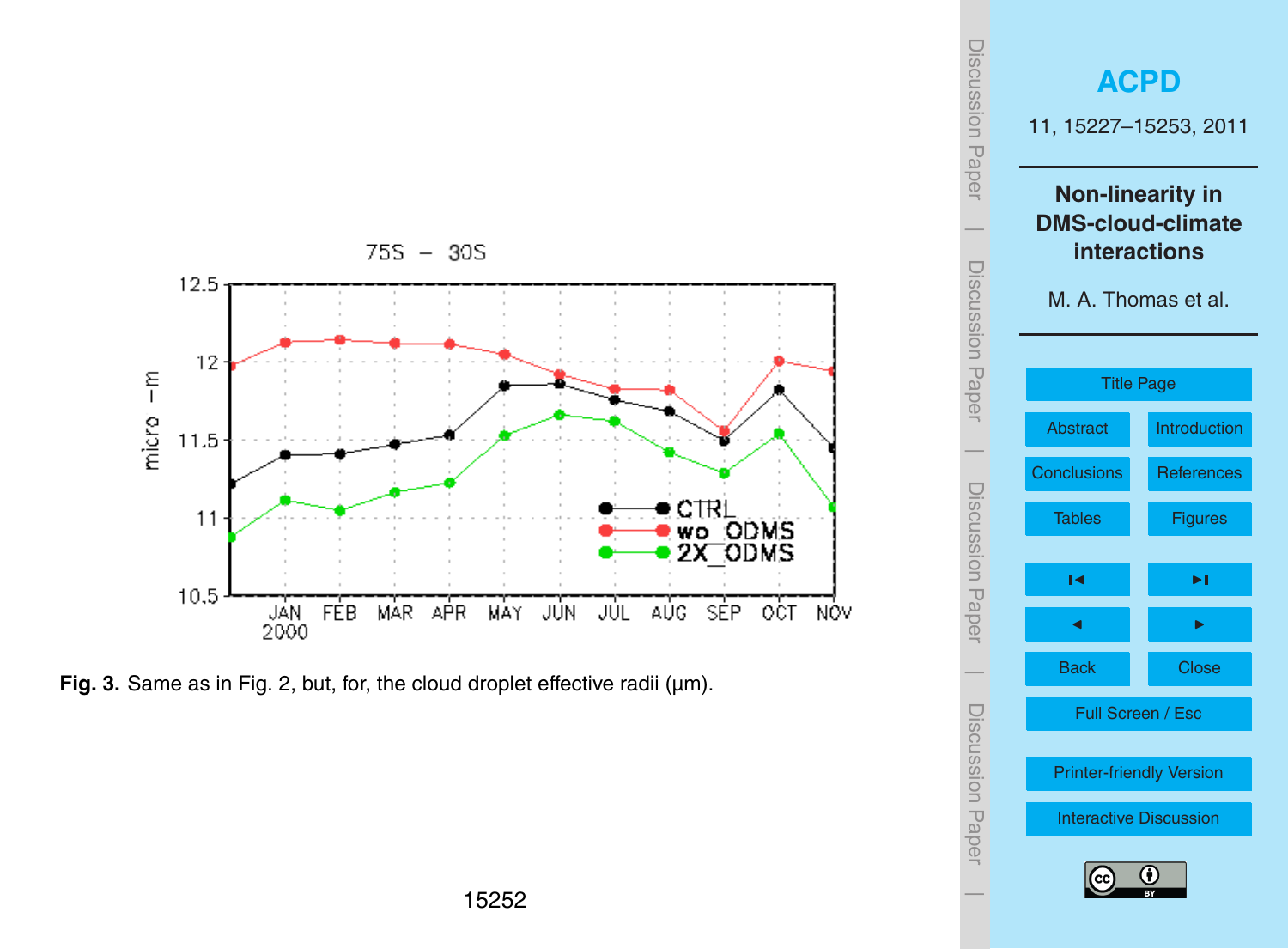Fig. 3. Same as in Fig. 2, but, for, the cloud droplet effective radii (µm).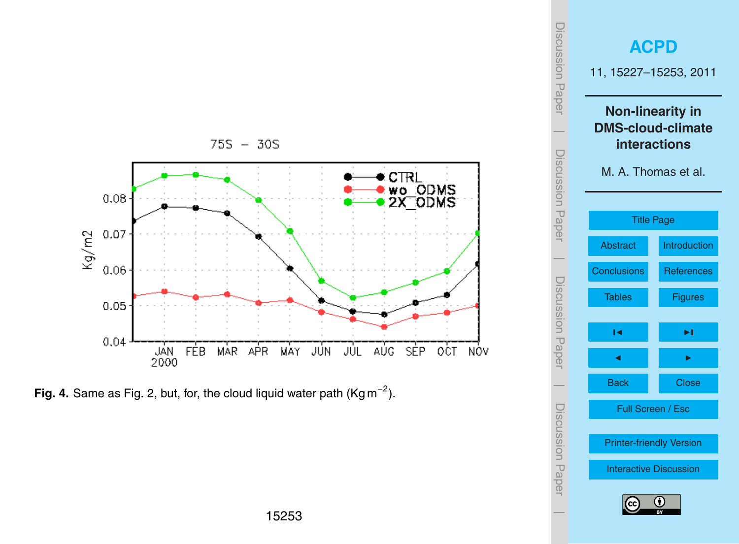75S – 30S

Kg/m2

0.08
0.07
0.06
0.05
0.04

JAN 2000
FEB
MAR
APR
MAY
JUN
JUL
AUG
SEP
OCT
NOV

CTRL
wo_ODMS
2X_ODMS

**Fig. 4.** Same as Fig. 2, but, for, the cloud liquid water path ($\mathrm{Kg\,m^{-2}}$).